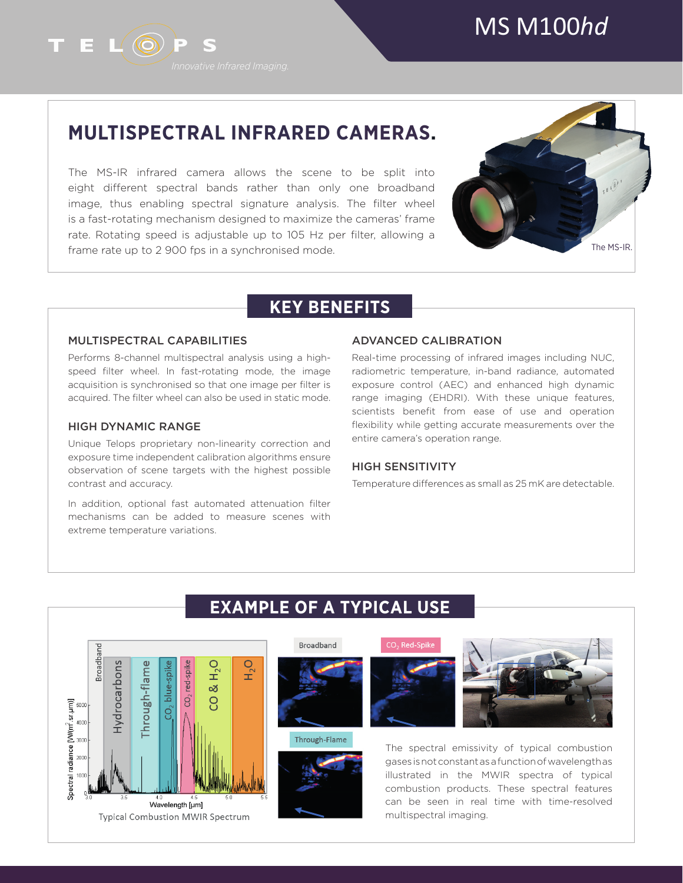TELOPS

*Innovative Infrared Imaging.*

# MS M100*hd*

## MULTISPECTRAL INFRARED CAMERAS.

The MS-IR infrared camera allows the scene to be split into eight different spectral bands rather than only one broadband image, thus enabling spectral signature analysis. The filter wheel is a fast-rotating mechanism designed to maximize the cameras' frame rate. Rotating speed is adjustable up to 105 Hz per filter, allowing a frame rate up to 2 900 fps in a synchronised mode.

The MS-IR.

## KEY BENEFITS

### MULTISPECTRAL CAPABILITIES

Performs 8-channel multispectral analysis using a high-speed filter wheel. In fast-rotating mode, the image acquisition is synchronised so that one image per filter is acquired. The filter wheel can also be used in static mode.

### HIGH DYNAMIC RANGE

Unique Telops proprietary non-linearity correction and exposure time independent calibration algorithms ensure observation of scene targets with the highest possible contrast and accuracy.

In addition, optional fast automated attenuation filter mechanisms can be added to measure scenes with extreme temperature variations.

### ADVANCED CALIBRATION

Real-time processing of infrared images including NUC, radiometric temperature, in-band radiance, automated exposure control (AEC) and enhanced high dynamic range imaging (EHDRI). With these unique features, scientists benefit from ease of use and operation flexibility while getting accurate measurements over the entire camera's operation range.

### HIGH SENSITIVITY

Temperature differences as small as 25 mK are detectable.

## EXAMPLE OF A TYPICAL USE

Broadband
Hydrocarbons
Through-flame
$CO_2$ blue-spike
$CO_2$ red-spike
CO & $H_2O$
$H_2O$

Spectral radiance [W/(m²·sr·μm)]
0
1000
2000
3000
4000
5000
3.0
3.5
4.0
4.5
5.0
5.5
Wavelength [μm]

Typical Combustion MWIR Spectrum

Broadband

$CO_2$ Red-Spike

Through-Flame

The spectral emissivity of typical combustion gases is not constant as a function of wavelength as illustrated in the MWIR spectra of typical combustion products. These spectral features can be seen in real time with time-resolved multispectral imaging.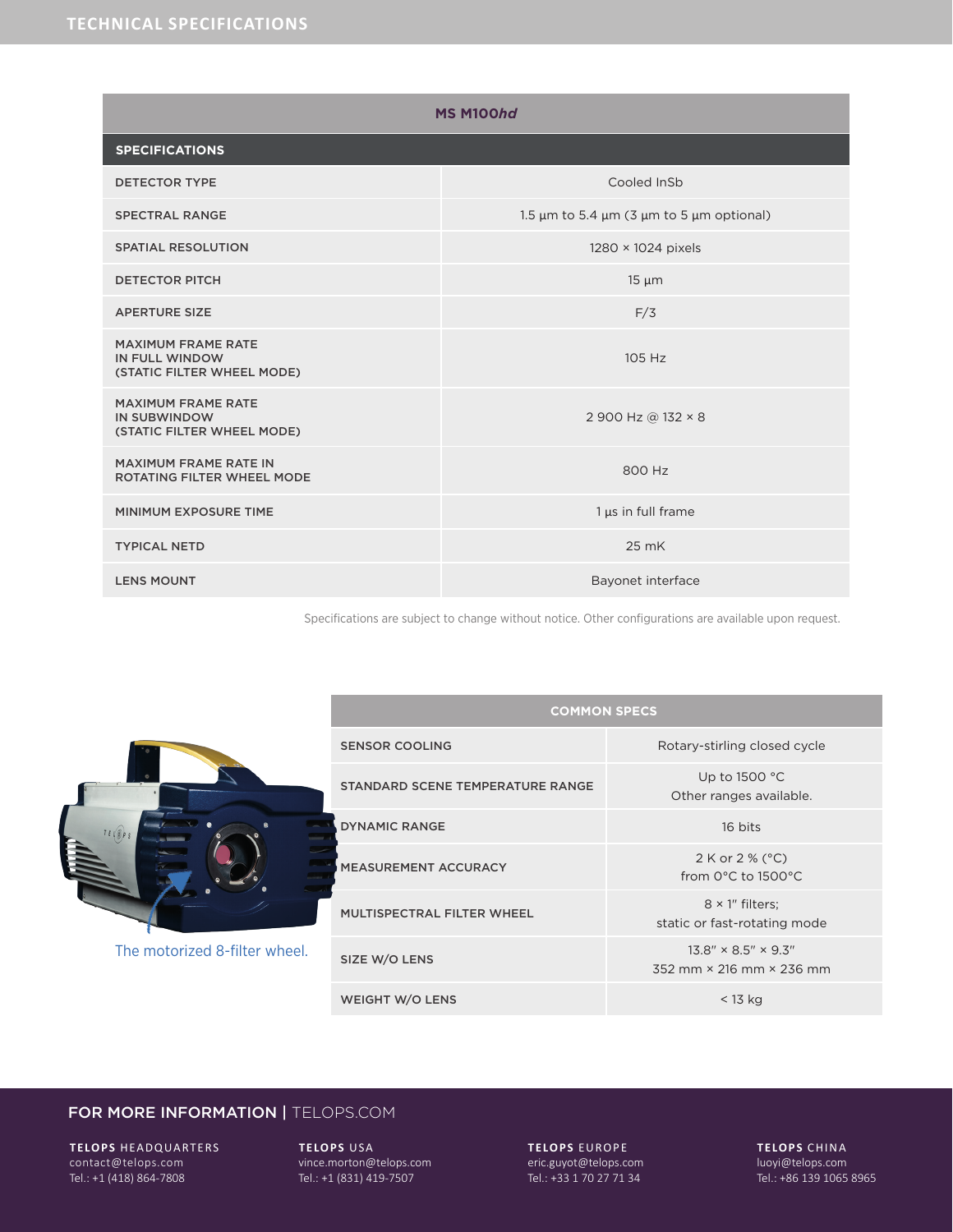## TECHNICAL SPECIFICATIONS

| MS M100*hd* | |
|---|---|
| **SPECIFICATIONS** | |
| DETECTOR TYPE | Cooled InSb |
| SPECTRAL RANGE | 1.5 µm to 5.4 µm (3 µm to 5 µm optional) |
| SPATIAL RESOLUTION | 1280 × 1024 pixels |
| DETECTOR PITCH | 15 µm |
| APERTURE SIZE | F/3 |
| MAXIMUM FRAME RATE IN FULL WINDOW (STATIC FILTER WHEEL MODE) | 105 Hz |
| MAXIMUM FRAME RATE IN SUBWINDOW (STATIC FILTER WHEEL MODE) | 2 900 Hz @ 132 × 8 |
| MAXIMUM FRAME RATE IN ROTATING FILTER WHEEL MODE | 800 Hz |
| MINIMUM EXPOSURE TIME | 1 µs in full frame |
| TYPICAL NETD | 25 mK |
| LENS MOUNT | Bayonet interface |

Specifications are subject to change without notice. Other configurations are available upon request.

The motorized 8-filter wheel.

| COMMON SPECS | |
|---|---|
| SENSOR COOLING | Rotary-stirling closed cycle |
| STANDARD SCENE TEMPERATURE RANGE | Up to 1500 °C<br>Other ranges available. |
| DYNAMIC RANGE | 16 bits |
| MEASUREMENT ACCURACY | 2 K or 2 % (°C)<br>from 0°C to 1500°C |
| MULTISPECTRAL FILTER WHEEL | 8 × 1" filters;<br>static or fast-rotating mode |
| SIZE W/O LENS | 13.8" × 8.5" × 9.3"<br>352 mm × 216 mm × 236 mm |
| WEIGHT W/O LENS | < 13 kg |

**FOR MORE INFORMATION** | TELOPS.COM

**TELOPS** HEADQUARTERS
contact@telops.com
Tel.: +1 (418) 864-7808

**TELOPS** USA
vince.morton@telops.com
Tel.: +1 (831) 419-7507

**TELOPS** EUROPE
eric.guyot@telops.com
Tel.: +33 1 70 27 71 34

**TELOPS** CHINA
luoyi@telops.com
Tel.: +86 139 1065 8965